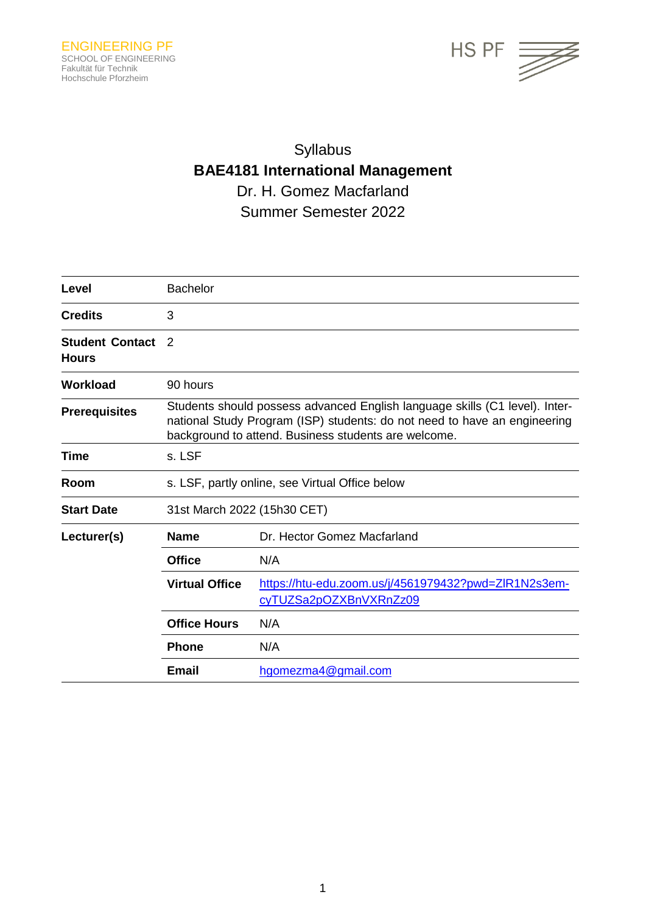ENGINEERING PF
SCHOOL OF ENGINEERING
Fakultät für Technik
Hochschule Pforzheim

HS PF

# Syllabus

# BAE4181 International Management

Dr. H. Gomez Macfarland

Summer Semester 2022

| | | |
|---|---|---|
| **Level** | Bachelor | |
| **Credits** | 3 | |
| **Student Contact Hours** | 2 | |
| **Workload** | 90 hours | |
| **Prerequisites** | Students should possess advanced English language skills (C1 level). International Study Program (ISP) students: do not need to have an engineering background to attend. Business students are welcome. | |
| **Time** | s. LSF | |
| **Room** | s. LSF, partly online, see Virtual Office below | |
| **Start Date** | 31st March 2022 (15h30 CET) | |
| **Lecturer(s)** | **Name** | Dr. Hector Gomez Macfarland |
| | **Office** | N/A |
| | **Virtual Office** | https://htu-edu.zoom.us/j/4561979432?pwd=ZlR1N2s3em-cyTUZSa2pOZXBnVXRnZz09 |
| | **Office Hours** | N/A |
| | **Phone** | N/A |
| | **Email** | hgomezma4@gmail.com |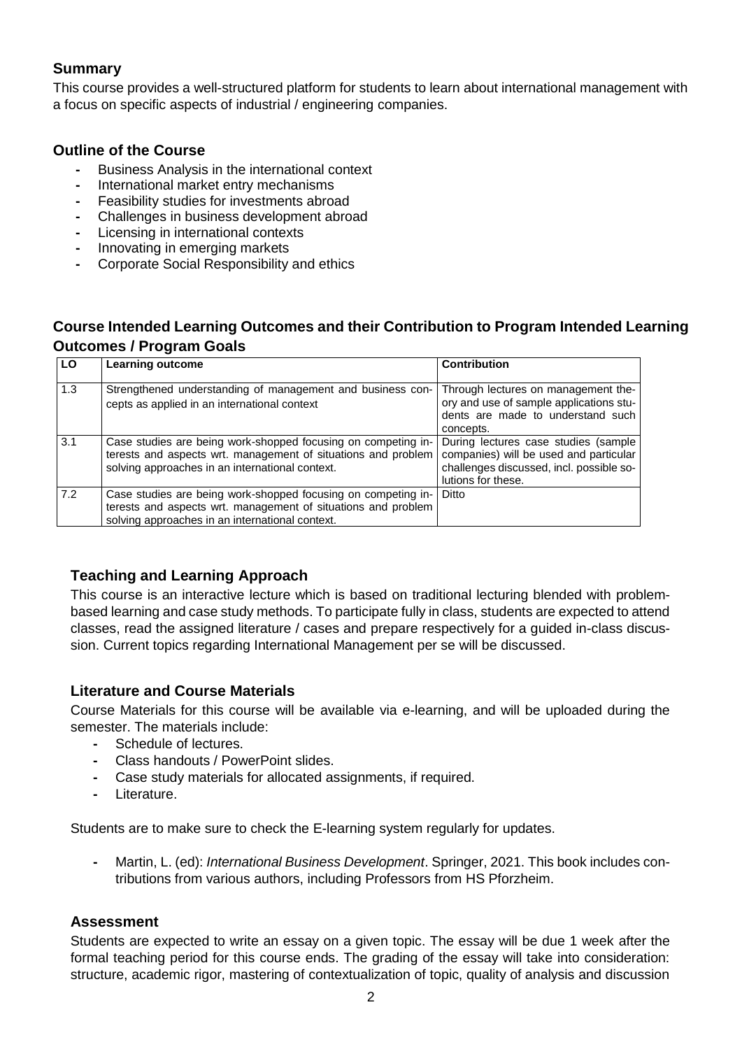## Summary

This course provides a well-structured platform for students to learn about international management with a focus on specific aspects of industrial / engineering companies.

## Outline of the Course

- Business Analysis in the international context
- International market entry mechanisms
- Feasibility studies for investments abroad
- Challenges in business development abroad
- Licensing in international contexts
- Innovating in emerging markets
- Corporate Social Responsibility and ethics

## Course Intended Learning Outcomes and their Contribution to Program Intended Learning Outcomes / Program Goals

| LO | Learning outcome | Contribution |
|---|---|---|
| 1.3 | Strengthened understanding of management and business concepts as applied in an international context | Through lectures on management theory and use of sample applications students are made to understand such concepts. |
| 3.1 | Case studies are being work-shopped focusing on competing interests and aspects wrt. management of situations and problem solving approaches in an international context. | During lectures case studies (sample companies) will be used and particular challenges discussed, incl. possible solutions for these. |
| 7.2 | Case studies are being work-shopped focusing on competing interests and aspects wrt. management of situations and problem solving approaches in an international context. | Ditto |

## Teaching and Learning Approach

This course is an interactive lecture which is based on traditional lecturing blended with problem-based learning and case study methods. To participate fully in class, students are expected to attend classes, read the assigned literature / cases and prepare respectively for a guided in-class discussion. Current topics regarding International Management per se will be discussed.

## Literature and Course Materials

Course Materials for this course will be available via e-learning, and will be uploaded during the semester. The materials include:

- Schedule of lectures.
- Class handouts / PowerPoint slides.
- Case study materials for allocated assignments, if required.
- Literature.

Students are to make sure to check the E-learning system regularly for updates.

- Martin, L. (ed): *International Business Development*. Springer, 2021. This book includes contributions from various authors, including Professors from HS Pforzheim.

## Assessment

Students are expected to write an essay on a given topic. The essay will be due 1 week after the formal teaching period for this course ends. The grading of the essay will take into consideration: structure, academic rigor, mastering of contextualization of topic, quality of analysis and discussion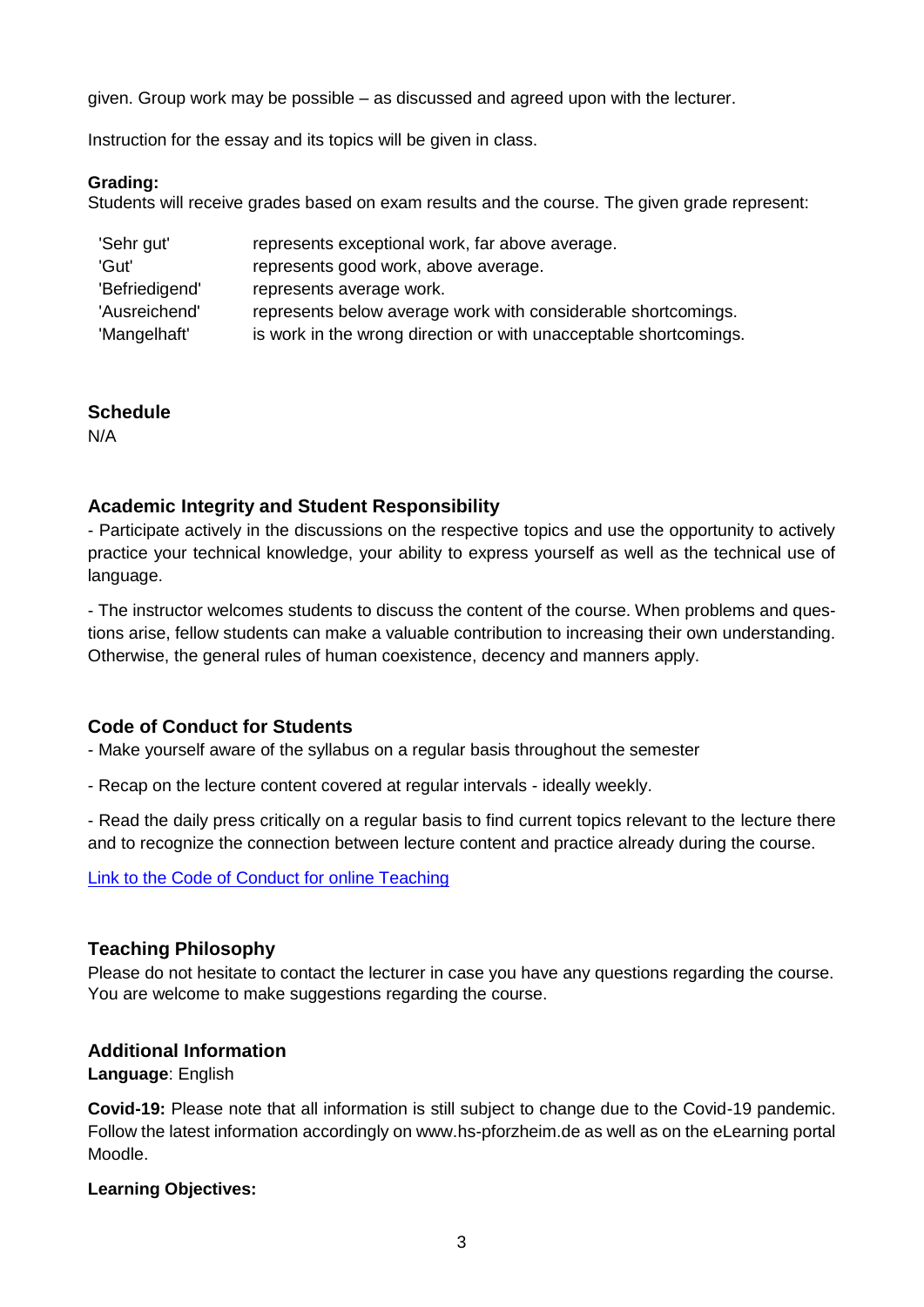given. Group work may be possible – as discussed and agreed upon with the lecturer.

Instruction for the essay and its topics will be given in class.

**Grading:**
Students will receive grades based on exam results and the course. The given grade represent:

| | |
|---|---|
| 'Sehr gut' | represents exceptional work, far above average. |
| 'Gut' | represents good work, above average. |
| 'Befriedigend' | represents average work. |
| 'Ausreichend' | represents below average work with considerable shortcomings. |
| 'Mangelhaft' | is work in the wrong direction or with unacceptable shortcomings. |

## Schedule

N/A

## Academic Integrity and Student Responsibility

- Participate actively in the discussions on the respective topics and use the opportunity to actively practice your technical knowledge, your ability to express yourself as well as the technical use of language.

- The instructor welcomes students to discuss the content of the course. When problems and questions arise, fellow students can make a valuable contribution to increasing their own understanding. Otherwise, the general rules of human coexistence, decency and manners apply.

## Code of Conduct for Students

- Make yourself aware of the syllabus on a regular basis throughout the semester

- Recap on the lecture content covered at regular intervals - ideally weekly.

- Read the daily press critically on a regular basis to find current topics relevant to the lecture there and to recognize the connection between lecture content and practice already during the course.

Link to the Code of Conduct for online Teaching

## Teaching Philosophy

Please do not hesitate to contact the lecturer in case you have any questions regarding the course. You are welcome to make suggestions regarding the course.

## Additional Information

**Language**: English

**Covid-19:** Please note that all information is still subject to change due to the Covid-19 pandemic. Follow the latest information accordingly on www.hs-pforzheim.de as well as on the eLearning portal Moodle.

**Learning Objectives:**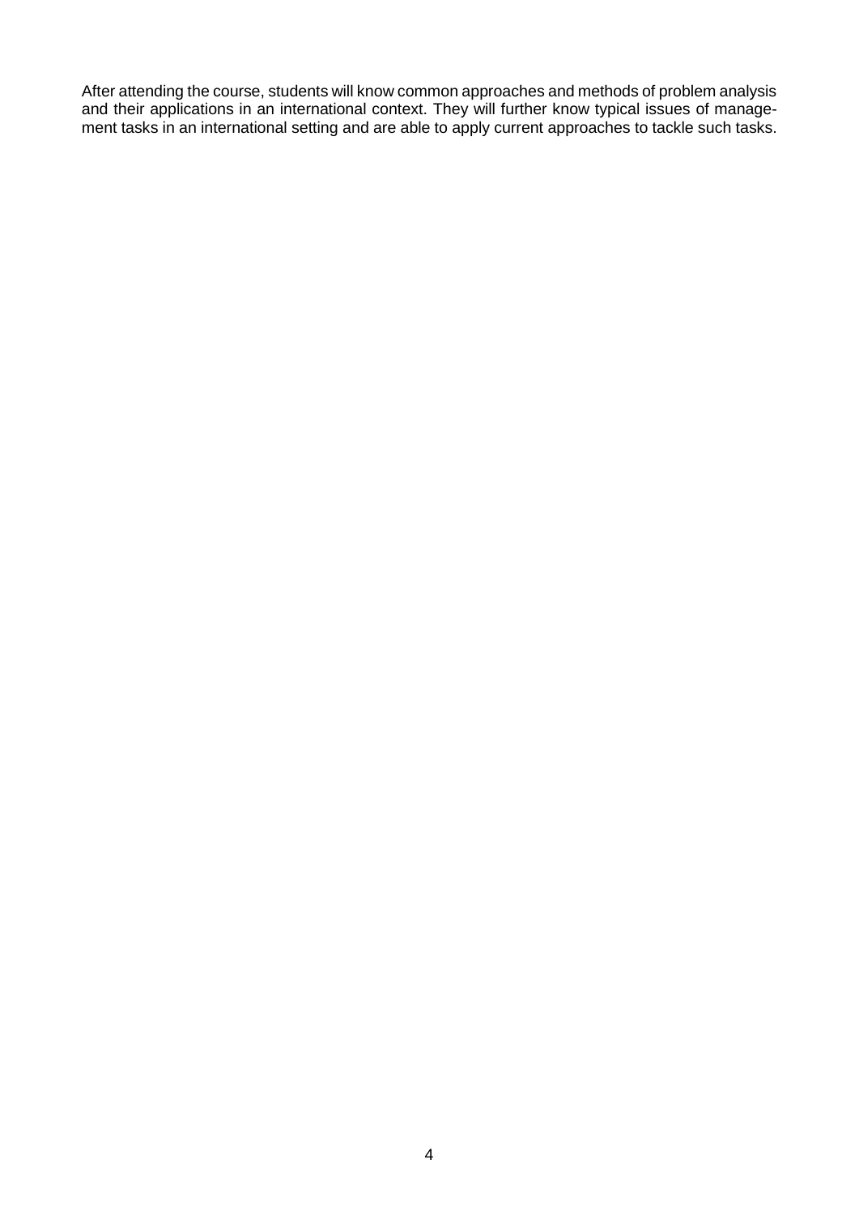After attending the course, students will know common approaches and methods of problem analysis and their applications in an international context. They will further know typical issues of management tasks in an international setting and are able to apply current approaches to tackle such tasks.